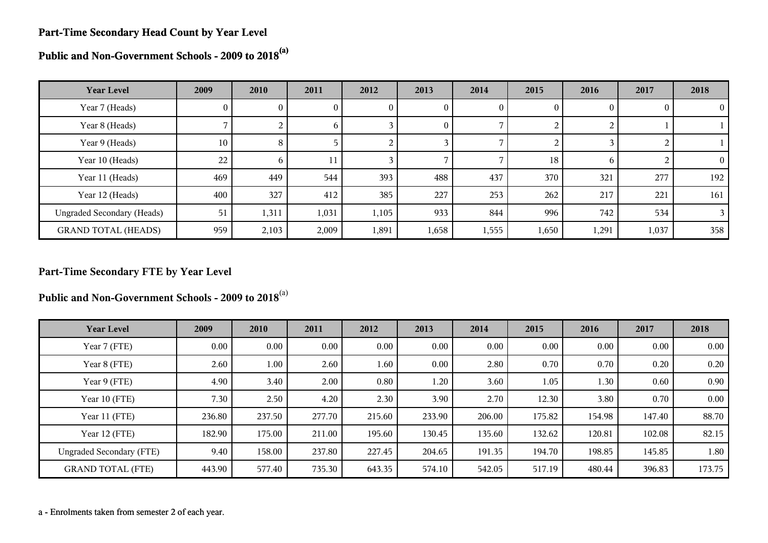## Part-Time Secondary Head Count by Year Level

## Public and Non-Government Schools - 2009 to 2018[(a)]

| Year Level | 2009 | 2010 | 2011 | 2012 | 2013 | 2014 | 2015 | 2016 | 2017 | 2018 |
|---|---|---|---|---|---|---|---|---|---|---|
| Year 7 (Heads) | 0 | 0 | 0 | 0 | 0 | 0 | 0 | 0 | 0 | 0 |
| Year 8 (Heads) | 7 | 2 | 6 | 3 | 0 | 7 | 2 | 2 | 1 | 1 |
| Year 9 (Heads) | 10 | 8 | 5 | 2 | 3 | 7 | 2 | 3 | 2 | 1 |
| Year 10 (Heads) | 22 | 6 | 11 | 3 | 7 | 7 | 18 | 6 | 2 | 0 |
| Year 11 (Heads) | 469 | 449 | 544 | 393 | 488 | 437 | 370 | 321 | 277 | 192 |
| Year 12 (Heads) | 400 | 327 | 412 | 385 | 227 | 253 | 262 | 217 | 221 | 161 |
| Ungraded Secondary (Heads) | 51 | 1,311 | 1,031 | 1,105 | 933 | 844 | 996 | 742 | 534 | 3 |
| GRAND TOTAL (HEADS) | 959 | 2,103 | 2,009 | 1,891 | 1,658 | 1,555 | 1,650 | 1,291 | 1,037 | 358 |

## Part-Time Secondary FTE by Year Level

## Public and Non-Government Schools - 2009 to 2018[(a)]

| Year Level | 2009 | 2010 | 2011 | 2012 | 2013 | 2014 | 2015 | 2016 | 2017 | 2018 |
|---|---|---|---|---|---|---|---|---|---|---|
| Year 7 (FTE) | 0.00 | 0.00 | 0.00 | 0.00 | 0.00 | 0.00 | 0.00 | 0.00 | 0.00 | 0.00 |
| Year 8 (FTE) | 2.60 | 1.00 | 2.60 | 1.60 | 0.00 | 2.80 | 0.70 | 0.70 | 0.20 | 0.20 |
| Year 9 (FTE) | 4.90 | 3.40 | 2.00 | 0.80 | 1.20 | 3.60 | 1.05 | 1.30 | 0.60 | 0.90 |
| Year 10 (FTE) | 7.30 | 2.50 | 4.20 | 2.30 | 3.90 | 2.70 | 12.30 | 3.80 | 0.70 | 0.00 |
| Year 11 (FTE) | 236.80 | 237.50 | 277.70 | 215.60 | 233.90 | 206.00 | 175.82 | 154.98 | 147.40 | 88.70 |
| Year 12 (FTE) | 182.90 | 175.00 | 211.00 | 195.60 | 130.45 | 135.60 | 132.62 | 120.81 | 102.08 | 82.15 |
| Ungraded Secondary (FTE) | 9.40 | 158.00 | 237.80 | 227.45 | 204.65 | 191.35 | 194.70 | 198.85 | 145.85 | 1.80 |
| GRAND TOTAL (FTE) | 443.90 | 577.40 | 735.30 | 643.35 | 574.10 | 542.05 | 517.19 | 480.44 | 396.83 | 173.75 |

a - Enrolments taken from semester 2 of each year.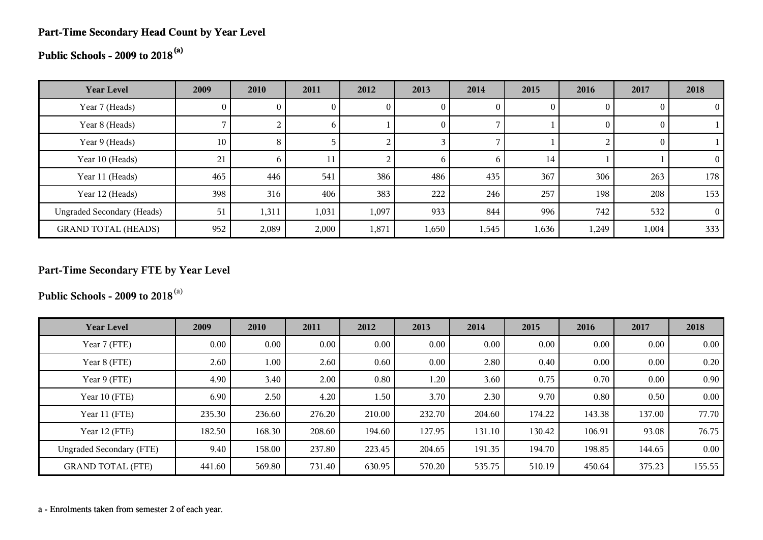**Part-Time Secondary Head Count by Year Level**

**Public Schools - 2009 to 2018 [(a)]**

| Year Level | 2009 | 2010 | 2011 | 2012 | 2013 | 2014 | 2015 | 2016 | 2017 | 2018 |
|---|---|---|---|---|---|---|---|---|---|---|
| Year 7 (Heads) | 0 | 0 | 0 | 0 | 0 | 0 | 0 | 0 | 0 | 0 |
| Year 8 (Heads) | 7 | 2 | 6 | 1 | 0 | 7 | 1 | 0 | 0 | 1 |
| Year 9 (Heads) | 10 | 8 | 5 | 2 | 3 | 7 | 1 | 2 | 0 | 1 |
| Year 10 (Heads) | 21 | 6 | 11 | 2 | 6 | 6 | 14 | 1 | 1 | 0 |
| Year 11 (Heads) | 465 | 446 | 541 | 386 | 486 | 435 | 367 | 306 | 263 | 178 |
| Year 12 (Heads) | 398 | 316 | 406 | 383 | 222 | 246 | 257 | 198 | 208 | 153 |
| Ungraded Secondary (Heads) | 51 | 1,311 | 1,031 | 1,097 | 933 | 844 | 996 | 742 | 532 | 0 |
| GRAND TOTAL (HEADS) | 952 | 2,089 | 2,000 | 1,871 | 1,650 | 1,545 | 1,636 | 1,249 | 1,004 | 333 |

**Part-Time Secondary FTE by Year Level**

**Public Schools - 2009 to 2018 [(a)]**

| Year Level | 2009 | 2010 | 2011 | 2012 | 2013 | 2014 | 2015 | 2016 | 2017 | 2018 |
|---|---|---|---|---|---|---|---|---|---|---|
| Year 7 (FTE) | 0.00 | 0.00 | 0.00 | 0.00 | 0.00 | 0.00 | 0.00 | 0.00 | 0.00 | 0.00 |
| Year 8 (FTE) | 2.60 | 1.00 | 2.60 | 0.60 | 0.00 | 2.80 | 0.40 | 0.00 | 0.00 | 0.20 |
| Year 9 (FTE) | 4.90 | 3.40 | 2.00 | 0.80 | 1.20 | 3.60 | 0.75 | 0.70 | 0.00 | 0.90 |
| Year 10 (FTE) | 6.90 | 2.50 | 4.20 | 1.50 | 3.70 | 2.30 | 9.70 | 0.80 | 0.50 | 0.00 |
| Year 11 (FTE) | 235.30 | 236.60 | 276.20 | 210.00 | 232.70 | 204.60 | 174.22 | 143.38 | 137.00 | 77.70 |
| Year 12 (FTE) | 182.50 | 168.30 | 208.60 | 194.60 | 127.95 | 131.10 | 130.42 | 106.91 | 93.08 | 76.75 |
| Ungraded Secondary (FTE) | 9.40 | 158.00 | 237.80 | 223.45 | 204.65 | 191.35 | 194.70 | 198.85 | 144.65 | 0.00 |
| GRAND TOTAL (FTE) | 441.60 | 569.80 | 731.40 | 630.95 | 570.20 | 535.75 | 510.19 | 450.64 | 375.23 | 155.55 |

a - Enrolments taken from semester 2 of each year.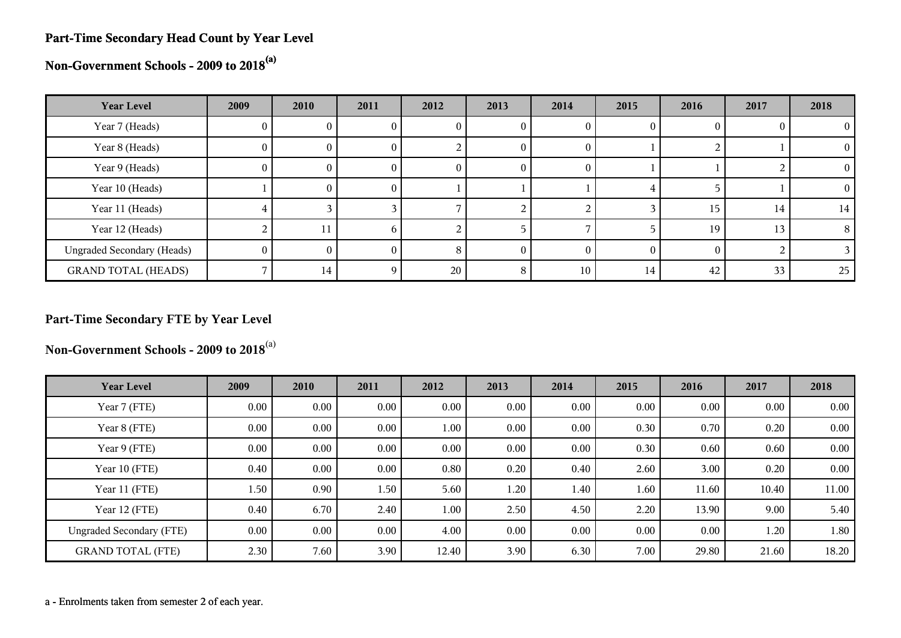## Part-Time Secondary Head Count by Year Level

## Non-Government Schools - 2009 to 2018[(a)]

| Year Level | 2009 | 2010 | 2011 | 2012 | 2013 | 2014 | 2015 | 2016 | 2017 | 2018 |
|---|---|---|---|---|---|---|---|---|---|---|
| Year 7 (Heads) | 0 | 0 | 0 | 0 | 0 | 0 | 0 | 0 | 0 | 0 |
| Year 8 (Heads) | 0 | 0 | 0 | 2 | 0 | 0 | 1 | 2 | 1 | 0 |
| Year 9 (Heads) | 0 | 0 | 0 | 0 | 0 | 0 | 1 | 1 | 2 | 0 |
| Year 10 (Heads) | 1 | 0 | 0 | 1 | 1 | 1 | 4 | 5 | 1 | 0 |
| Year 11 (Heads) | 4 | 3 | 3 | 7 | 2 | 2 | 3 | 15 | 14 | 14 |
| Year 12 (Heads) | 2 | 11 | 6 | 2 | 5 | 7 | 5 | 19 | 13 | 8 |
| Ungraded Secondary (Heads) | 0 | 0 | 0 | 8 | 0 | 0 | 0 | 0 | 2 | 3 |
| GRAND TOTAL (HEADS) | 7 | 14 | 9 | 20 | 8 | 10 | 14 | 42 | 33 | 25 |

## Part-Time Secondary FTE by Year Level

## Non-Government Schools - 2009 to 2018[(a)]

| Year Level | 2009 | 2010 | 2011 | 2012 | 2013 | 2014 | 2015 | 2016 | 2017 | 2018 |
|---|---|---|---|---|---|---|---|---|---|---|
| Year 7 (FTE) | 0.00 | 0.00 | 0.00 | 0.00 | 0.00 | 0.00 | 0.00 | 0.00 | 0.00 | 0.00 |
| Year 8 (FTE) | 0.00 | 0.00 | 0.00 | 1.00 | 0.00 | 0.00 | 0.30 | 0.70 | 0.20 | 0.00 |
| Year 9 (FTE) | 0.00 | 0.00 | 0.00 | 0.00 | 0.00 | 0.00 | 0.30 | 0.60 | 0.60 | 0.00 |
| Year 10 (FTE) | 0.40 | 0.00 | 0.00 | 0.80 | 0.20 | 0.40 | 2.60 | 3.00 | 0.20 | 0.00 |
| Year 11 (FTE) | 1.50 | 0.90 | 1.50 | 5.60 | 1.20 | 1.40 | 1.60 | 11.60 | 10.40 | 11.00 |
| Year 12 (FTE) | 0.40 | 6.70 | 2.40 | 1.00 | 2.50 | 4.50 | 2.20 | 13.90 | 9.00 | 5.40 |
| Ungraded Secondary (FTE) | 0.00 | 0.00 | 0.00 | 4.00 | 0.00 | 0.00 | 0.00 | 0.00 | 1.20 | 1.80 |
| GRAND TOTAL (FTE) | 2.30 | 7.60 | 3.90 | 12.40 | 3.90 | 6.30 | 7.00 | 29.80 | 21.60 | 18.20 |

a - Enrolments taken from semester 2 of each year.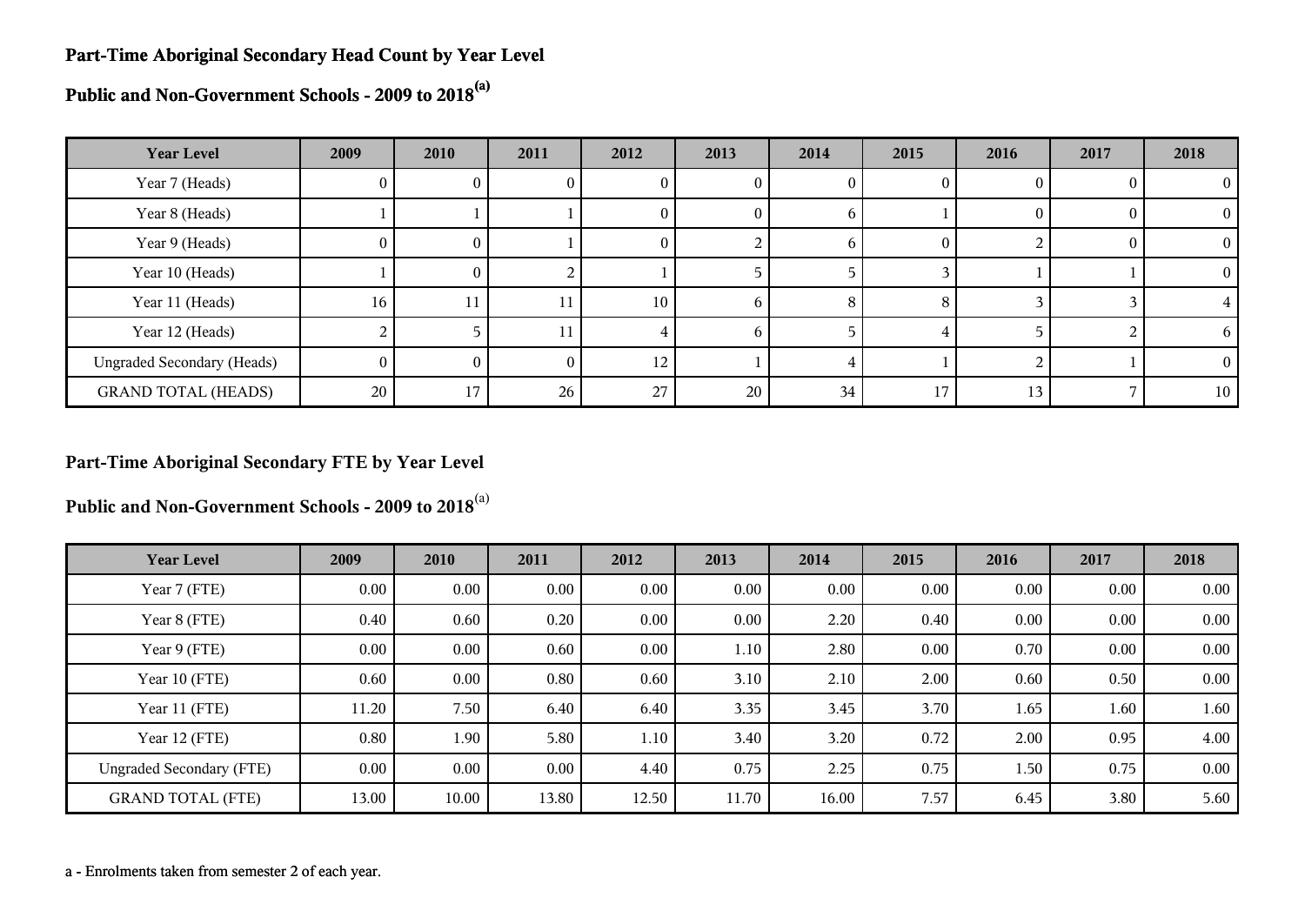**Part-Time Aboriginal Secondary Head Count by Year Level**

**Public and Non-Government Schools - 2009 to 2018[(a)]**

| Year Level | 2009 | 2010 | 2011 | 2012 | 2013 | 2014 | 2015 | 2016 | 2017 | 2018 |
|---|---|---|---|---|---|---|---|---|---|---|
| Year 7 (Heads) | 0 | 0 | 0 | 0 | 0 | 0 | 0 | 0 | 0 | 0 |
| Year 8 (Heads) | 1 | 1 | 1 | 0 | 0 | 6 | 1 | 0 | 0 | 0 |
| Year 9 (Heads) | 0 | 0 | 1 | 0 | 2 | 6 | 0 | 2 | 0 | 0 |
| Year 10 (Heads) | 1 | 0 | 2 | 1 | 5 | 5 | 3 | 1 | 1 | 0 |
| Year 11 (Heads) | 16 | 11 | 11 | 10 | 6 | 8 | 8 | 3 | 3 | 4 |
| Year 12 (Heads) | 2 | 5 | 11 | 4 | 6 | 5 | 4 | 5 | 2 | 6 |
| Ungraded Secondary (Heads) | 0 | 0 | 0 | 12 | 1 | 4 | 1 | 2 | 1 | 0 |
| GRAND TOTAL (HEADS) | 20 | 17 | 26 | 27 | 20 | 34 | 17 | 13 | 7 | 10 |

**Part-Time Aboriginal Secondary FTE by Year Level**

**Public and Non-Government Schools - 2009 to 2018[(a)]**

| Year Level | 2009 | 2010 | 2011 | 2012 | 2013 | 2014 | 2015 | 2016 | 2017 | 2018 |
|---|---|---|---|---|---|---|---|---|---|---|
| Year 7 (FTE) | 0.00 | 0.00 | 0.00 | 0.00 | 0.00 | 0.00 | 0.00 | 0.00 | 0.00 | 0.00 |
| Year 8 (FTE) | 0.40 | 0.60 | 0.20 | 0.00 | 0.00 | 2.20 | 0.40 | 0.00 | 0.00 | 0.00 |
| Year 9 (FTE) | 0.00 | 0.00 | 0.60 | 0.00 | 1.10 | 2.80 | 0.00 | 0.70 | 0.00 | 0.00 |
| Year 10 (FTE) | 0.60 | 0.00 | 0.80 | 0.60 | 3.10 | 2.10 | 2.00 | 0.60 | 0.50 | 0.00 |
| Year 11 (FTE) | 11.20 | 7.50 | 6.40 | 6.40 | 3.35 | 3.45 | 3.70 | 1.65 | 1.60 | 1.60 |
| Year 12 (FTE) | 0.80 | 1.90 | 5.80 | 1.10 | 3.40 | 3.20 | 0.72 | 2.00 | 0.95 | 4.00 |
| Ungraded Secondary (FTE) | 0.00 | 0.00 | 0.00 | 4.40 | 0.75 | 2.25 | 0.75 | 1.50 | 0.75 | 0.00 |
| GRAND TOTAL (FTE) | 13.00 | 10.00 | 13.80 | 12.50 | 11.70 | 16.00 | 7.57 | 6.45 | 3.80 | 5.60 |

a - Enrolments taken from semester 2 of each year.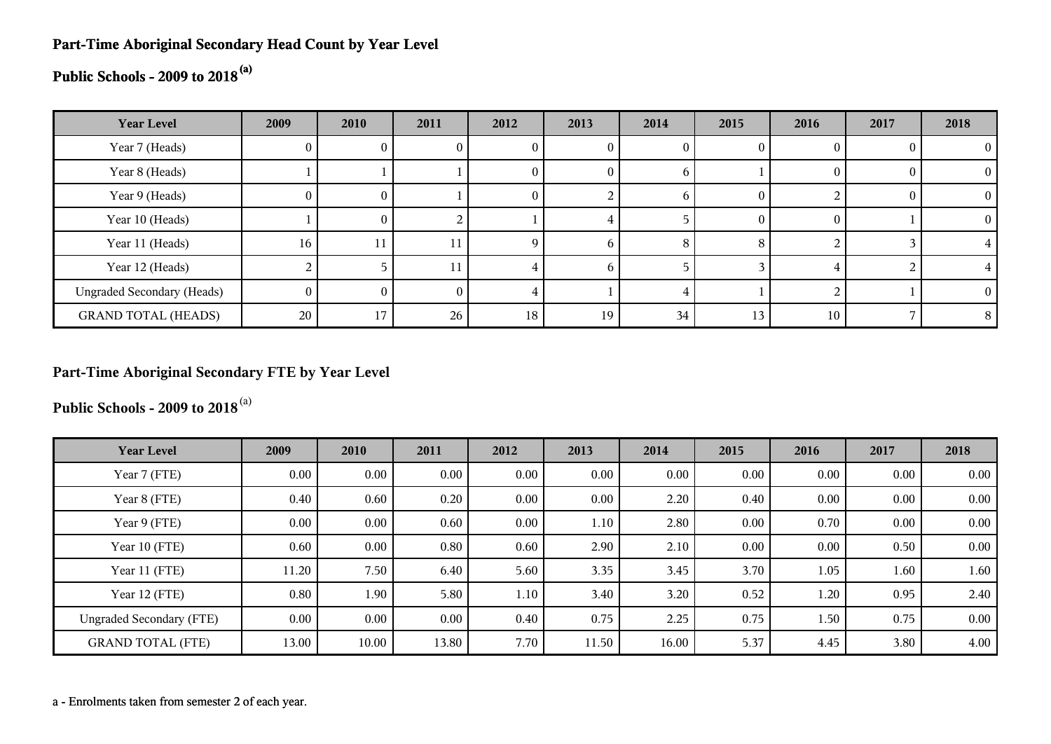**Part-Time Aboriginal Secondary Head Count by Year Level**

**Public Schools - 2009 to 2018[(a)]**

| Year Level | 2009 | 2010 | 2011 | 2012 | 2013 | 2014 | 2015 | 2016 | 2017 | 2018 |
|---|---|---|---|---|---|---|---|---|---|---|
| Year 7 (Heads) | 0 | 0 | 0 | 0 | 0 | 0 | 0 | 0 | 0 | 0 |
| Year 8 (Heads) | 1 | 1 | 1 | 0 | 0 | 6 | 1 | 0 | 0 | 0 |
| Year 9 (Heads) | 0 | 0 | 1 | 0 | 2 | 6 | 0 | 2 | 0 | 0 |
| Year 10 (Heads) | 1 | 0 | 2 | 1 | 4 | 5 | 0 | 0 | 1 | 0 |
| Year 11 (Heads) | 16 | 11 | 11 | 9 | 6 | 8 | 8 | 2 | 3 | 4 |
| Year 12 (Heads) | 2 | 5 | 11 | 4 | 6 | 5 | 3 | 4 | 2 | 4 |
| Ungraded Secondary (Heads) | 0 | 0 | 0 | 4 | 1 | 4 | 1 | 2 | 1 | 0 |
| GRAND TOTAL (HEADS) | 20 | 17 | 26 | 18 | 19 | 34 | 13 | 10 | 7 | 8 |

**Part-Time Aboriginal Secondary FTE by Year Level**

**Public Schools - 2009 to 2018[(a)]**

| Year Level | 2009 | 2010 | 2011 | 2012 | 2013 | 2014 | 2015 | 2016 | 2017 | 2018 |
|---|---|---|---|---|---|---|---|---|---|---|
| Year 7 (FTE) | 0.00 | 0.00 | 0.00 | 0.00 | 0.00 | 0.00 | 0.00 | 0.00 | 0.00 | 0.00 |
| Year 8 (FTE) | 0.40 | 0.60 | 0.20 | 0.00 | 0.00 | 2.20 | 0.40 | 0.00 | 0.00 | 0.00 |
| Year 9 (FTE) | 0.00 | 0.00 | 0.60 | 0.00 | 1.10 | 2.80 | 0.00 | 0.70 | 0.00 | 0.00 |
| Year 10 (FTE) | 0.60 | 0.00 | 0.80 | 0.60 | 2.90 | 2.10 | 0.00 | 0.00 | 0.50 | 0.00 |
| Year 11 (FTE) | 11.20 | 7.50 | 6.40 | 5.60 | 3.35 | 3.45 | 3.70 | 1.05 | 1.60 | 1.60 |
| Year 12 (FTE) | 0.80 | 1.90 | 5.80 | 1.10 | 3.40 | 3.20 | 0.52 | 1.20 | 0.95 | 2.40 |
| Ungraded Secondary (FTE) | 0.00 | 0.00 | 0.00 | 0.40 | 0.75 | 2.25 | 0.75 | 1.50 | 0.75 | 0.00 |
| GRAND TOTAL (FTE) | 13.00 | 10.00 | 13.80 | 7.70 | 11.50 | 16.00 | 5.37 | 4.45 | 3.80 | 4.00 |

a - Enrolments taken from semester 2 of each year.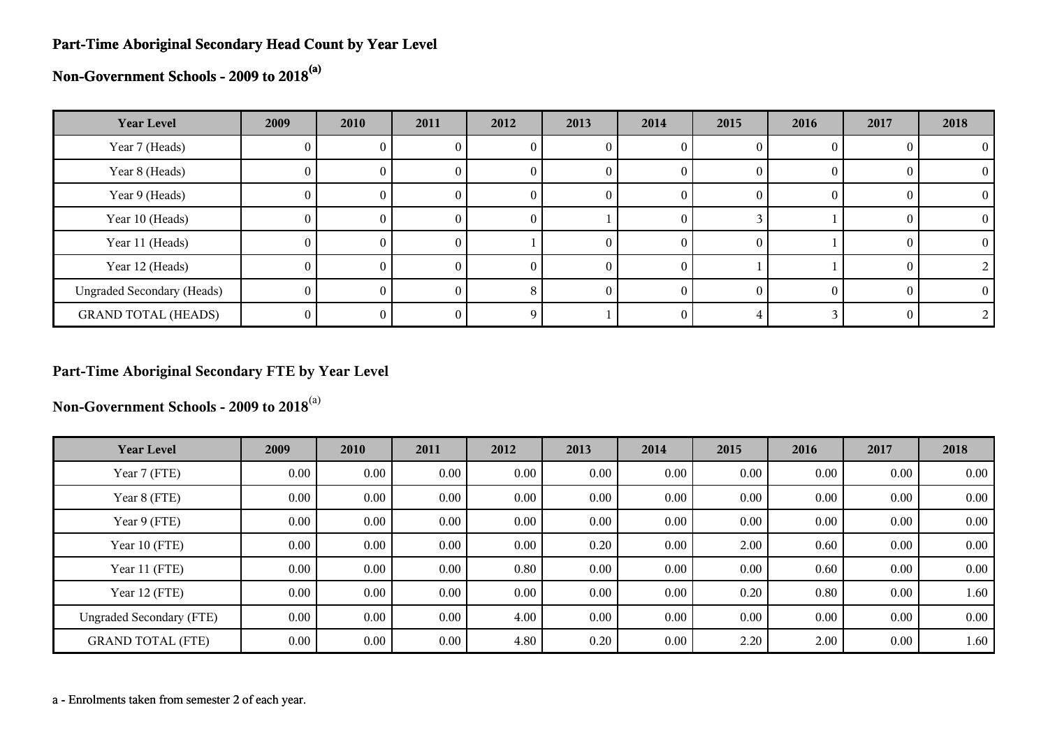## Part-Time Aboriginal Secondary Head Count by Year Level

## Non-Government Schools - 2009 to 2018[(a)]

| Year Level | 2009 | 2010 | 2011 | 2012 | 2013 | 2014 | 2015 | 2016 | 2017 | 2018 |
|---|---|---|---|---|---|---|---|---|---|---|
| Year 7 (Heads) | 0 | 0 | 0 | 0 | 0 | 0 | 0 | 0 | 0 | 0 |
| Year 8 (Heads) | 0 | 0 | 0 | 0 | 0 | 0 | 0 | 0 | 0 | 0 |
| Year 9 (Heads) | 0 | 0 | 0 | 0 | 0 | 0 | 0 | 0 | 0 | 0 |
| Year 10 (Heads) | 0 | 0 | 0 | 0 | 1 | 0 | 3 | 1 | 0 | 0 |
| Year 11 (Heads) | 0 | 0 | 0 | 1 | 0 | 0 | 0 | 1 | 0 | 0 |
| Year 12 (Heads) | 0 | 0 | 0 | 0 | 0 | 0 | 1 | 1 | 0 | 2 |
| Ungraded Secondary (Heads) | 0 | 0 | 0 | 8 | 0 | 0 | 0 | 0 | 0 | 0 |
| GRAND TOTAL (HEADS) | 0 | 0 | 0 | 9 | 1 | 0 | 4 | 3 | 0 | 2 |

## Part-Time Aboriginal Secondary FTE by Year Level

## Non-Government Schools - 2009 to 2018[(a)]

| Year Level | 2009 | 2010 | 2011 | 2012 | 2013 | 2014 | 2015 | 2016 | 2017 | 2018 |
|---|---|---|---|---|---|---|---|---|---|---|
| Year 7 (FTE) | 0.00 | 0.00 | 0.00 | 0.00 | 0.00 | 0.00 | 0.00 | 0.00 | 0.00 | 0.00 |
| Year 8 (FTE) | 0.00 | 0.00 | 0.00 | 0.00 | 0.00 | 0.00 | 0.00 | 0.00 | 0.00 | 0.00 |
| Year 9 (FTE) | 0.00 | 0.00 | 0.00 | 0.00 | 0.00 | 0.00 | 0.00 | 0.00 | 0.00 | 0.00 |
| Year 10 (FTE) | 0.00 | 0.00 | 0.00 | 0.00 | 0.20 | 0.00 | 2.00 | 0.60 | 0.00 | 0.00 |
| Year 11 (FTE) | 0.00 | 0.00 | 0.00 | 0.80 | 0.00 | 0.00 | 0.00 | 0.60 | 0.00 | 0.00 |
| Year 12 (FTE) | 0.00 | 0.00 | 0.00 | 0.00 | 0.00 | 0.00 | 0.20 | 0.80 | 0.00 | 1.60 |
| Ungraded Secondary (FTE) | 0.00 | 0.00 | 0.00 | 4.00 | 0.00 | 0.00 | 0.00 | 0.00 | 0.00 | 0.00 |
| GRAND TOTAL (FTE) | 0.00 | 0.00 | 0.00 | 4.80 | 0.20 | 0.00 | 2.20 | 2.00 | 0.00 | 1.60 |

a - Enrolments taken from semester 2 of each year.